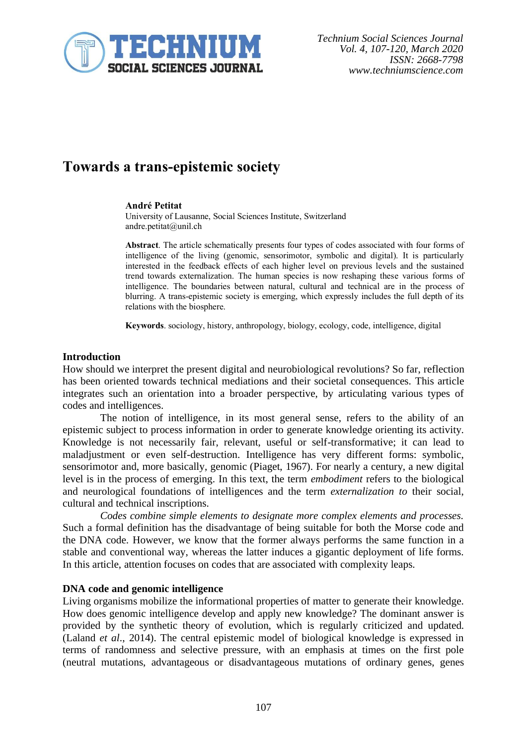# Towards a trans-epistemic society

**André Petitat**

University of Lausanne, Social Sciences Institute, Switzerland
andre.petitat@unil.ch

**Abstract**. The article schematically presents four types of codes associated with four forms of intelligence of the living (genomic, sensorimotor, symbolic and digital). It is particularly interested in the feedback effects of each higher level on previous levels and the sustained trend towards externalization. The human species is now reshaping these various forms of intelligence. The boundaries between natural, cultural and technical are in the process of blurring. A trans-epistemic society is emerging, which expressly includes the full depth of its relations with the biosphere.

**Keywords**. sociology, history, anthropology, biology, ecology, code, intelligence, digital

## Introduction

How should we interpret the present digital and neurobiological revolutions? So far, reflection has been oriented towards technical mediations and their societal consequences. This article integrates such an orientation into a broader perspective, by articulating various types of codes and intelligences.

The notion of intelligence, in its most general sense, refers to the ability of an epistemic subject to process information in order to generate knowledge orienting its activity. Knowledge is not necessarily fair, relevant, useful or self-transformative; it can lead to maladjustment or even self-destruction. Intelligence has very different forms: symbolic, sensorimotor and, more basically, genomic (Piaget, 1967). For nearly a century, a new digital level is in the process of emerging. In this text, the term *embodiment* refers to the biological and neurological foundations of intelligences and the term *externalization to* their social, cultural and technical inscriptions.

*Codes combine simple elements to designate more complex elements and processes.* Such a formal definition has the disadvantage of being suitable for both the Morse code and the DNA code. However, we know that the former always performs the same function in a stable and conventional way, whereas the latter induces a gigantic deployment of life forms. In this article, attention focuses on codes that are associated with complexity leaps.

## DNA code and genomic intelligence

Living organisms mobilize the informational properties of matter to generate their knowledge. How does genomic intelligence develop and apply new knowledge? The dominant answer is provided by the synthetic theory of evolution, which is regularly criticized and updated. (Laland *et al.*, 2014). The central epistemic model of biological knowledge is expressed in terms of randomness and selective pressure, with an emphasis at times on the first pole (neutral mutations, advantageous or disadvantageous mutations of ordinary genes, genes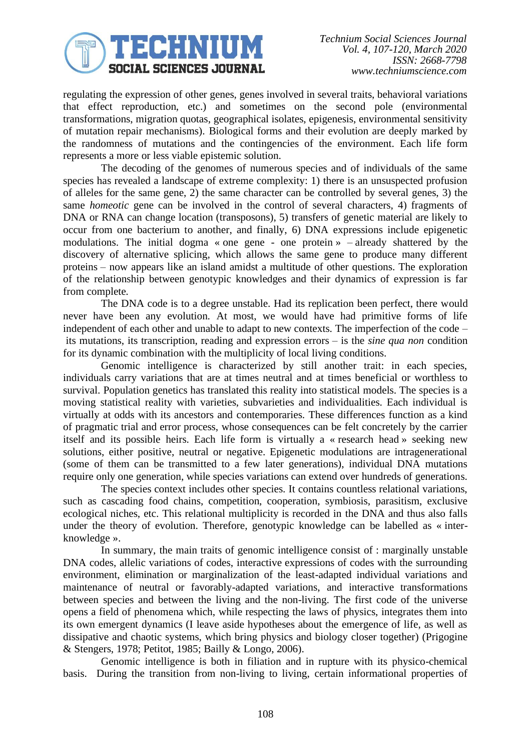regulating the expression of other genes, genes involved in several traits, behavioral variations that effect reproduction, etc.) and sometimes on the second pole (environmental transformations, migration quotas, geographical isolates, epigenesis, environmental sensitivity of mutation repair mechanisms). Biological forms and their evolution are deeply marked by the randomness of mutations and the contingencies of the environment. Each life form represents a more or less viable epistemic solution.

The decoding of the genomes of numerous species and of individuals of the same species has revealed a landscape of extreme complexity: 1) there is an unsuspected profusion of alleles for the same gene, 2) the same character can be controlled by several genes, 3) the same *homeotic* gene can be involved in the control of several characters, 4) fragments of DNA or RNA can change location (transposons), 5) transfers of genetic material are likely to occur from one bacterium to another, and finally, 6) DNA expressions include epigenetic modulations. The initial dogma « one gene - one protein » – already shattered by the discovery of alternative splicing, which allows the same gene to produce many different proteins – now appears like an island amidst a multitude of other questions. The exploration of the relationship between genotypic knowledges and their dynamics of expression is far from complete.

The DNA code is to a degree unstable. Had its replication been perfect, there would never have been any evolution. At most, we would have had primitive forms of life independent of each other and unable to adapt to new contexts. The imperfection of the code – its mutations, its transcription, reading and expression errors – is the *sine qua non* condition for its dynamic combination with the multiplicity of local living conditions.

Genomic intelligence is characterized by still another trait: in each species, individuals carry variations that are at times neutral and at times beneficial or worthless to survival. Population genetics has translated this reality into statistical models. The species is a moving statistical reality with varieties, subvarieties and individualities. Each individual is virtually at odds with its ancestors and contemporaries. These differences function as a kind of pragmatic trial and error process, whose consequences can be felt concretely by the carrier itself and its possible heirs. Each life form is virtually a « research head » seeking new solutions, either positive, neutral or negative. Epigenetic modulations are intragenerational (some of them can be transmitted to a few later generations), individual DNA mutations require only one generation, while species variations can extend over hundreds of generations.

The species context includes other species. It contains countless relational variations, such as cascading food chains, competition, cooperation, symbiosis, parasitism, exclusive ecological niches, etc. This relational multiplicity is recorded in the DNA and thus also falls under the theory of evolution. Therefore, genotypic knowledge can be labelled as « inter-knowledge ».

In summary, the main traits of genomic intelligence consist of : marginally unstable DNA codes, allelic variations of codes, interactive expressions of codes with the surrounding environment, elimination or marginalization of the least-adapted individual variations and maintenance of neutral or favorably-adapted variations, and interactive transformations between species and between the living and the non-living. The first code of the universe opens a field of phenomena which, while respecting the laws of physics, integrates them into its own emergent dynamics (I leave aside hypotheses about the emergence of life, as well as dissipative and chaotic systems, which bring physics and biology closer together) (Prigogine & Stengers, 1978; Petitot, 1985; Bailly & Longo, 2006).

Genomic intelligence is both in filiation and in rupture with its physico-chemical basis. During the transition from non-living to living, certain informational properties of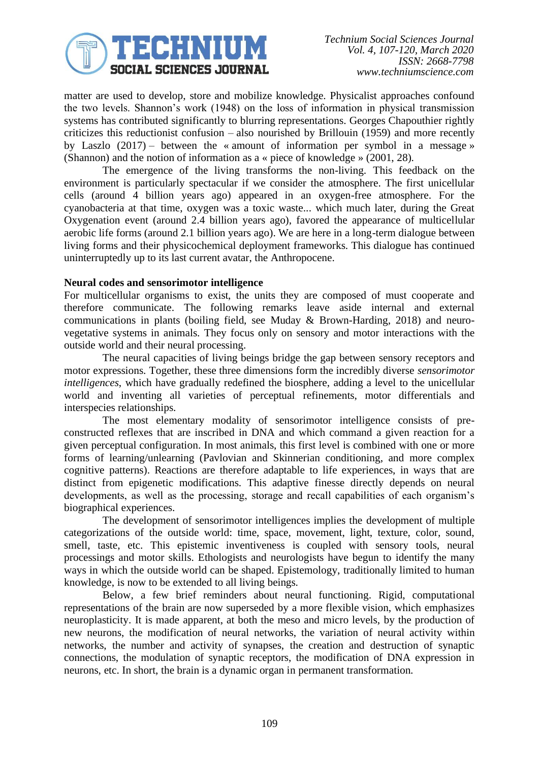matter are used to develop, store and mobilize knowledge. Physicalist approaches confound the two levels. Shannon's work (1948) on the loss of information in physical transmission systems has contributed significantly to blurring representations. Georges Chapouthier rightly criticizes this reductionist confusion – also nourished by Brillouin (1959) and more recently by Laszlo (2017) – between the « amount of information per symbol in a message » (Shannon) and the notion of information as a « piece of knowledge » (2001, 28).

The emergence of the living transforms the non-living. This feedback on the environment is particularly spectacular if we consider the atmosphere. The first unicellular cells (around 4 billion years ago) appeared in an oxygen-free atmosphere. For the cyanobacteria at that time, oxygen was a toxic waste... which much later, during the Great Oxygenation event (around 2.4 billion years ago), favored the appearance of multicellular aerobic life forms (around 2.1 billion years ago). We are here in a long-term dialogue between living forms and their physicochemical deployment frameworks. This dialogue has continued uninterruptedly up to its last current avatar, the Anthropocene.

**Neural codes and sensorimotor intelligence**

For multicellular organisms to exist, the units they are composed of must cooperate and therefore communicate. The following remarks leave aside internal and external communications in plants (boiling field, see Muday & Brown-Harding, 2018) and neuro-vegetative systems in animals. They focus only on sensory and motor interactions with the outside world and their neural processing.

The neural capacities of living beings bridge the gap between sensory receptors and motor expressions. Together, these three dimensions form the incredibly diverse *sensorimotor intelligences*, which have gradually redefined the biosphere, adding a level to the unicellular world and inventing all varieties of perceptual refinements, motor differentials and interspecies relationships.

The most elementary modality of sensorimotor intelligence consists of pre-constructed reflexes that are inscribed in DNA and which command a given reaction for a given perceptual configuration. In most animals, this first level is combined with one or more forms of learning/unlearning (Pavlovian and Skinnerian conditioning, and more complex cognitive patterns). Reactions are therefore adaptable to life experiences, in ways that are distinct from epigenetic modifications. This adaptive finesse directly depends on neural developments, as well as the processing, storage and recall capabilities of each organism's biographical experiences.

The development of sensorimotor intelligences implies the development of multiple categorizations of the outside world: time, space, movement, light, texture, color, sound, smell, taste, etc. This epistemic inventiveness is coupled with sensory tools, neural processings and motor skills. Ethologists and neurologists have begun to identify the many ways in which the outside world can be shaped. Epistemology, traditionally limited to human knowledge, is now to be extended to all living beings.

Below, a few brief reminders about neural functioning. Rigid, computational representations of the brain are now superseded by a more flexible vision, which emphasizes neuroplasticity. It is made apparent, at both the meso and micro levels, by the production of new neurons, the modification of neural networks, the variation of neural activity within networks, the number and activity of synapses, the creation and destruction of synaptic connections, the modulation of synaptic receptors, the modification of DNA expression in neurons, etc. In short, the brain is a dynamic organ in permanent transformation.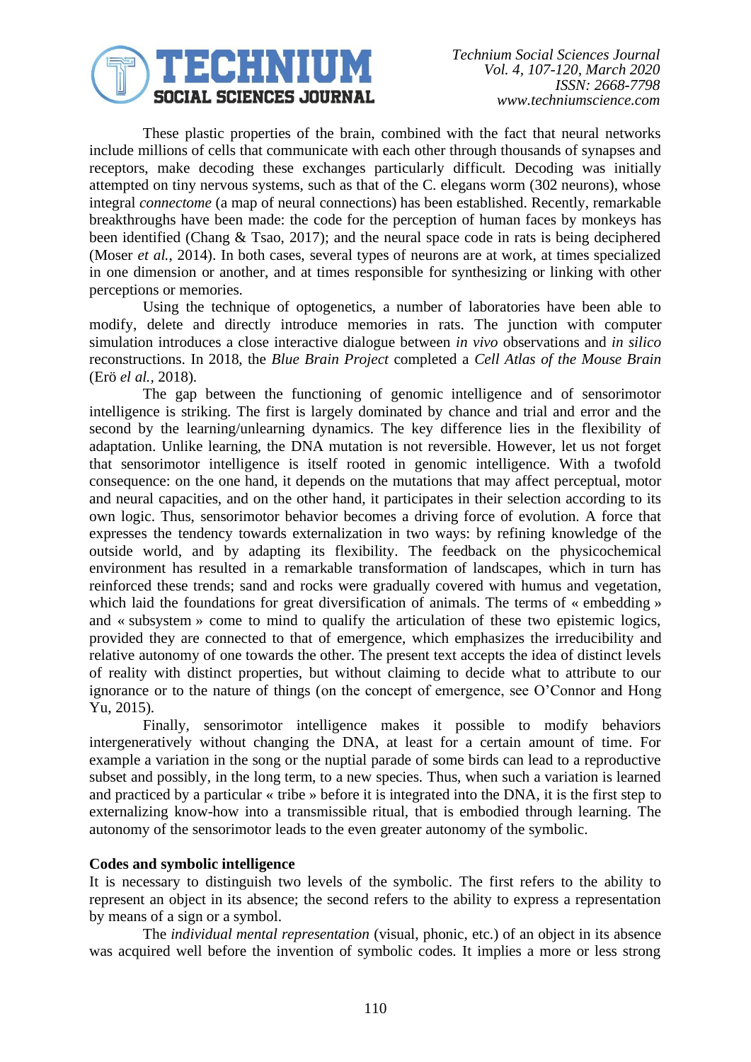These plastic properties of the brain, combined with the fact that neural networks include millions of cells that communicate with each other through thousands of synapses and receptors, make decoding these exchanges particularly difficult. Decoding was initially attempted on tiny nervous systems, such as that of the C. elegans worm (302 neurons), whose integral *connectome* (a map of neural connections) has been established. Recently, remarkable breakthroughs have been made: the code for the perception of human faces by monkeys has been identified (Chang & Tsao, 2017); and the neural space code in rats is being deciphered (Moser *et al.*, 2014). In both cases, several types of neurons are at work, at times specialized in one dimension or another, and at times responsible for synthesizing or linking with other perceptions or memories.

Using the technique of optogenetics, a number of laboratories have been able to modify, delete and directly introduce memories in rats. The junction with computer simulation introduces a close interactive dialogue between *in vivo* observations and *in silico* reconstructions. In 2018, the *Blue Brain Project* completed a *Cell Atlas of the Mouse Brain* (Erö *el al.*, 2018).

The gap between the functioning of genomic intelligence and of sensorimotor intelligence is striking. The first is largely dominated by chance and trial and error and the second by the learning/unlearning dynamics. The key difference lies in the flexibility of adaptation. Unlike learning, the DNA mutation is not reversible. However, let us not forget that sensorimotor intelligence is itself rooted in genomic intelligence. With a twofold consequence: on the one hand, it depends on the mutations that may affect perceptual, motor and neural capacities, and on the other hand, it participates in their selection according to its own logic. Thus, sensorimotor behavior becomes a driving force of evolution. A force that expresses the tendency towards externalization in two ways: by refining knowledge of the outside world, and by adapting its flexibility. The feedback on the physicochemical environment has resulted in a remarkable transformation of landscapes, which in turn has reinforced these trends; sand and rocks were gradually covered with humus and vegetation, which laid the foundations for great diversification of animals. The terms of « embedding » and « subsystem » come to mind to qualify the articulation of these two epistemic logics, provided they are connected to that of emergence, which emphasizes the irreducibility and relative autonomy of one towards the other. The present text accepts the idea of distinct levels of reality with distinct properties, but without claiming to decide what to attribute to our ignorance or to the nature of things (on the concept of emergence, see O'Connor and Hong Yu, 2015).

Finally, sensorimotor intelligence makes it possible to modify behaviors intergeneratively without changing the DNA, at least for a certain amount of time. For example a variation in the song or the nuptial parade of some birds can lead to a reproductive subset and possibly, in the long term, to a new species. Thus, when such a variation is learned and practiced by a particular « tribe » before it is integrated into the DNA, it is the first step to externalizing know-how into a transmissible ritual, that is embodied through learning. The autonomy of the sensorimotor leads to the even greater autonomy of the symbolic.

## Codes and symbolic intelligence

It is necessary to distinguish two levels of the symbolic. The first refers to the ability to represent an object in its absence; the second refers to the ability to express a representation by means of a sign or a symbol.

The *individual mental representation* (visual, phonic, etc.) of an object in its absence was acquired well before the invention of symbolic codes. It implies a more or less strong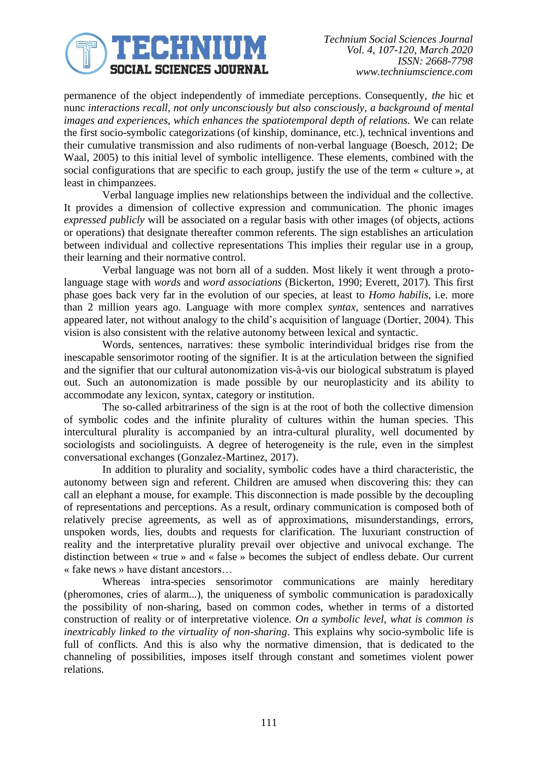permanence of the object independently of immediate perceptions. Consequently, *the* hic et nunc *interactions recall, not only unconsciously but also consciously, a background of mental images and experiences, which enhances the spatiotemporal depth of relations.* We can relate the first socio-symbolic categorizations (of kinship, dominance, etc.), technical inventions and their cumulative transmission and also rudiments of non-verbal language (Boesch, 2012; De Waal, 2005) to this initial level of symbolic intelligence. These elements, combined with the social configurations that are specific to each group, justify the use of the term « culture », at least in chimpanzees.

Verbal language implies new relationships between the individual and the collective. It provides a dimension of collective expression and communication. The phonic images *expressed publicly* will be associated on a regular basis with other images (of objects, actions or operations) that designate thereafter common referents. The sign establishes an articulation between individual and collective representations This implies their regular use in a group, their learning and their normative control.

Verbal language was not born all of a sudden. Most likely it went through a proto-language stage with *words* and *word associations* (Bickerton, 1990; Everett, 2017). This first phase goes back very far in the evolution of our species, at least to *Homo habilis*, i.e. more than 2 million years ago. Language with more complex *syntax*, sentences and narratives appeared later, not without analogy to the child's acquisition of language (Dortier, 2004). This vision is also consistent with the relative autonomy between lexical and syntactic.

Words, sentences, narratives: these symbolic interindividual bridges rise from the inescapable sensorimotor rooting of the signifier. It is at the articulation between the signified and the signifier that our cultural autonomization vis-à-vis our biological substratum is played out. Such an autonomization is made possible by our neuroplasticity and its ability to accommodate any lexicon, syntax, category or institution.

The so-called arbitrariness of the sign is at the root of both the collective dimension of symbolic codes and the infinite plurality of cultures within the human species. This intercultural plurality is accompanied by an intra-cultural plurality, well documented by sociologists and sociolinguists. A degree of heterogeneity is the rule, even in the simplest conversational exchanges (Gonzalez-Martinez, 2017).

In addition to plurality and sociality, symbolic codes have a third characteristic, the autonomy between sign and referent. Children are amused when discovering this: they can call an elephant a mouse, for example. This disconnection is made possible by the decoupling of representations and perceptions. As a result, ordinary communication is composed both of relatively precise agreements, as well as of approximations, misunderstandings, errors, unspoken words, lies, doubts and requests for clarification. The luxuriant construction of reality and the interpretative plurality prevail over objective and univocal exchange. The distinction between « true » and « false » becomes the subject of endless debate. Our current « fake news » have distant ancestors…

Whereas intra-species sensorimotor communications are mainly hereditary (pheromones, cries of alarm...), the uniqueness of symbolic communication is paradoxically the possibility of non-sharing, based on common codes, whether in terms of a distorted construction of reality or of interpretative violence. *On a symbolic level, what is common is inextricably linked to the virtuality of non-sharing*. This explains why socio-symbolic life is full of conflicts. And this is also why the normative dimension, that is dedicated to the channeling of possibilities, imposes itself through constant and sometimes violent power relations.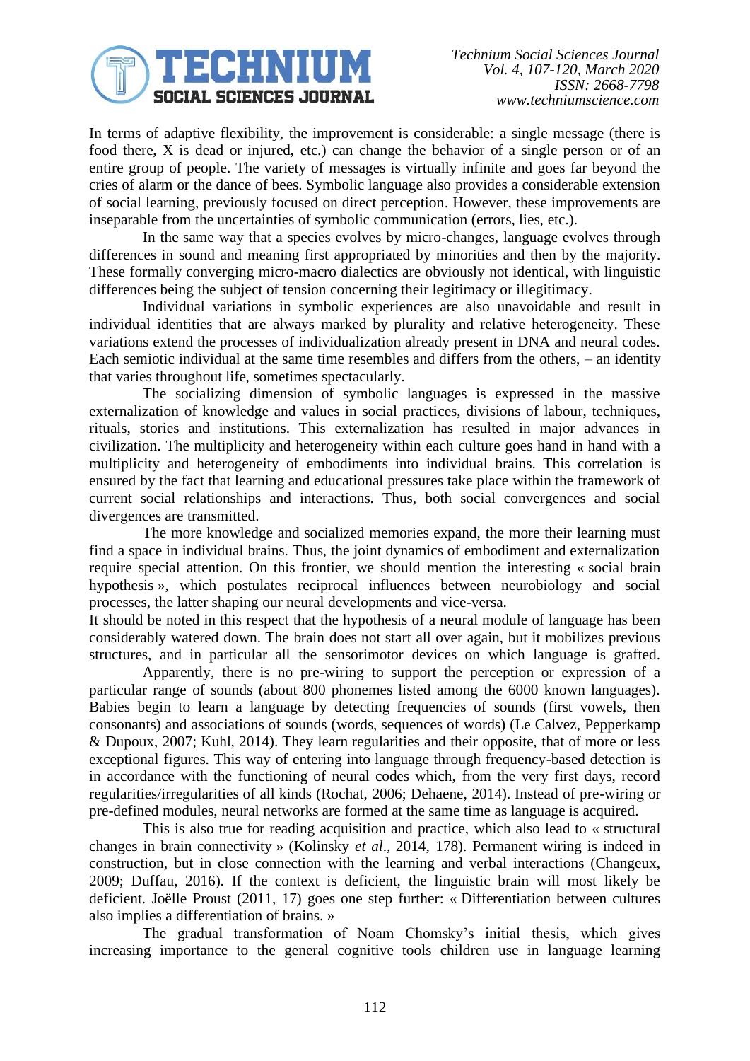In terms of adaptive flexibility, the improvement is considerable: a single message (there is food there, X is dead or injured, etc.) can change the behavior of a single person or of an entire group of people. The variety of messages is virtually infinite and goes far beyond the cries of alarm or the dance of bees. Symbolic language also provides a considerable extension of social learning, previously focused on direct perception. However, these improvements are inseparable from the uncertainties of symbolic communication (errors, lies, etc.).

In the same way that a species evolves by micro-changes, language evolves through differences in sound and meaning first appropriated by minorities and then by the majority. These formally converging micro-macro dialectics are obviously not identical, with linguistic differences being the subject of tension concerning their legitimacy or illegitimacy.

Individual variations in symbolic experiences are also unavoidable and result in individual identities that are always marked by plurality and relative heterogeneity. These variations extend the processes of individualization already present in DNA and neural codes. Each semiotic individual at the same time resembles and differs from the others, – an identity that varies throughout life, sometimes spectacularly.

The socializing dimension of symbolic languages is expressed in the massive externalization of knowledge and values in social practices, divisions of labour, techniques, rituals, stories and institutions. This externalization has resulted in major advances in civilization. The multiplicity and heterogeneity within each culture goes hand in hand with a multiplicity and heterogeneity of embodiments into individual brains. This correlation is ensured by the fact that learning and educational pressures take place within the framework of current social relationships and interactions. Thus, both social convergences and social divergences are transmitted.

The more knowledge and socialized memories expand, the more their learning must find a space in individual brains. Thus, the joint dynamics of embodiment and externalization require special attention. On this frontier, we should mention the interesting « social brain hypothesis », which postulates reciprocal influences between neurobiology and social processes, the latter shaping our neural developments and vice-versa.
It should be noted in this respect that the hypothesis of a neural module of language has been considerably watered down. The brain does not start all over again, but it mobilizes previous structures, and in particular all the sensorimotor devices on which language is grafted.

Apparently, there is no pre-wiring to support the perception or expression of a particular range of sounds (about 800 phonemes listed among the 6000 known languages). Babies begin to learn a language by detecting frequencies of sounds (first vowels, then consonants) and associations of sounds (words, sequences of words) (Le Calvez, Pepperkamp & Dupoux, 2007; Kuhl, 2014). They learn regularities and their opposite, that of more or less exceptional figures. This way of entering into language through frequency-based detection is in accordance with the functioning of neural codes which, from the very first days, record regularities/irregularities of all kinds (Rochat, 2006; Dehaene, 2014). Instead of pre-wiring or pre-defined modules, neural networks are formed at the same time as language is acquired.

This is also true for reading acquisition and practice, which also lead to « structural changes in brain connectivity » (Kolinsky *et al*., 2014, 178). Permanent wiring is indeed in construction, but in close connection with the learning and verbal interactions (Changeux, 2009; Duffau, 2016). If the context is deficient, the linguistic brain will most likely be deficient. Joëlle Proust (2011, 17) goes one step further: « Differentiation between cultures also implies a differentiation of brains. »

The gradual transformation of Noam Chomsky's initial thesis, which gives increasing importance to the general cognitive tools children use in language learning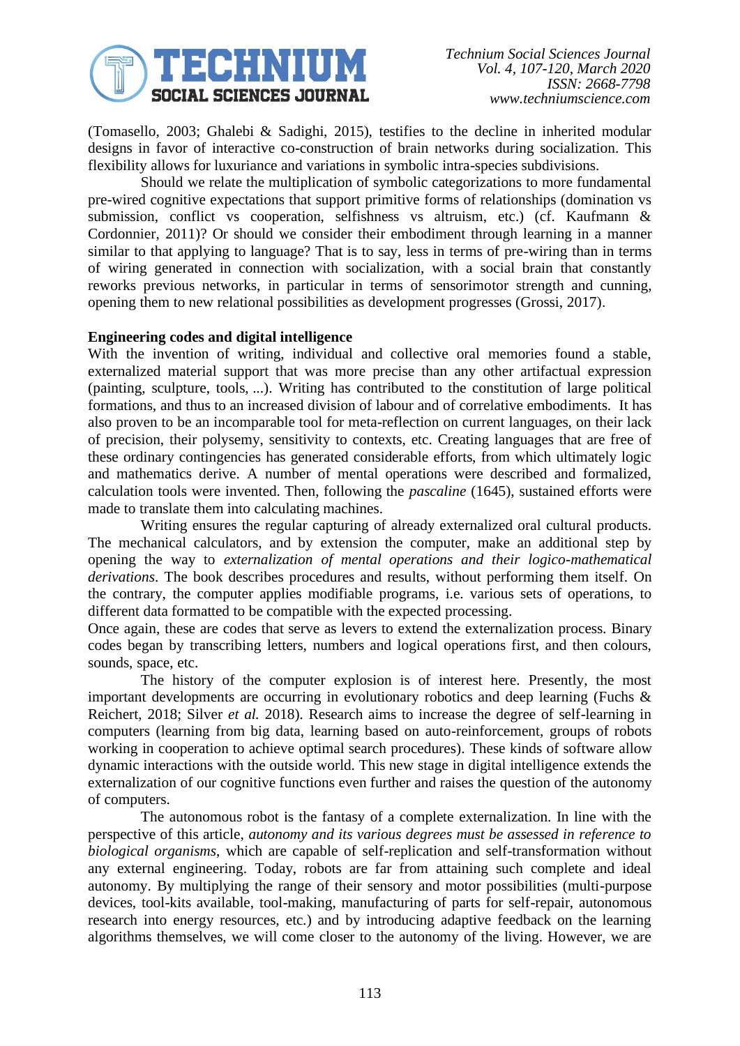(Tomasello, 2003; Ghalebi & Sadighi, 2015), testifies to the decline in inherited modular designs in favor of interactive co-construction of brain networks during socialization. This flexibility allows for luxuriance and variations in symbolic intra-species subdivisions.

Should we relate the multiplication of symbolic categorizations to more fundamental pre-wired cognitive expectations that support primitive forms of relationships (domination vs submission, conflict vs cooperation, selfishness vs altruism, etc.) (cf. Kaufmann & Cordonnier, 2011)? Or should we consider their embodiment through learning in a manner similar to that applying to language? That is to say, less in terms of pre-wiring than in terms of wiring generated in connection with socialization, with a social brain that constantly reworks previous networks, in particular in terms of sensorimotor strength and cunning, opening them to new relational possibilities as development progresses (Grossi, 2017).

**Engineering codes and digital intelligence**

With the invention of writing, individual and collective oral memories found a stable, externalized material support that was more precise than any other artifactual expression (painting, sculpture, tools, ...). Writing has contributed to the constitution of large political formations, and thus to an increased division of labour and of correlative embodiments. It has also proven to be an incomparable tool for meta-reflection on current languages, on their lack of precision, their polysemy, sensitivity to contexts, etc. Creating languages that are free of these ordinary contingencies has generated considerable efforts, from which ultimately logic and mathematics derive. A number of mental operations were described and formalized, calculation tools were invented. Then, following the *pascaline* (1645), sustained efforts were made to translate them into calculating machines.

Writing ensures the regular capturing of already externalized oral cultural products. The mechanical calculators, and by extension the computer, make an additional step by opening the way to *externalization of mental operations and their logico-mathematical derivations*. The book describes procedures and results, without performing them itself. On the contrary, the computer applies modifiable programs, i.e. various sets of operations, to different data formatted to be compatible with the expected processing.

Once again, these are codes that serve as levers to extend the externalization process. Binary codes began by transcribing letters, numbers and logical operations first, and then colours, sounds, space, etc.

The history of the computer explosion is of interest here. Presently, the most important developments are occurring in evolutionary robotics and deep learning (Fuchs & Reichert, 2018; Silver *et al.* 2018). Research aims to increase the degree of self-learning in computers (learning from big data, learning based on auto-reinforcement, groups of robots working in cooperation to achieve optimal search procedures). These kinds of software allow dynamic interactions with the outside world. This new stage in digital intelligence extends the externalization of our cognitive functions even further and raises the question of the autonomy of computers.

The autonomous robot is the fantasy of a complete externalization. In line with the perspective of this article, *autonomy and its various degrees must be assessed in reference to biological organisms*, which are capable of self-replication and self-transformation without any external engineering. Today, robots are far from attaining such complete and ideal autonomy. By multiplying the range of their sensory and motor possibilities (multi-purpose devices, tool-kits available, tool-making, manufacturing of parts for self-repair, autonomous research into energy resources, etc.) and by introducing adaptive feedback on the learning algorithms themselves, we will come closer to the autonomy of the living. However, we are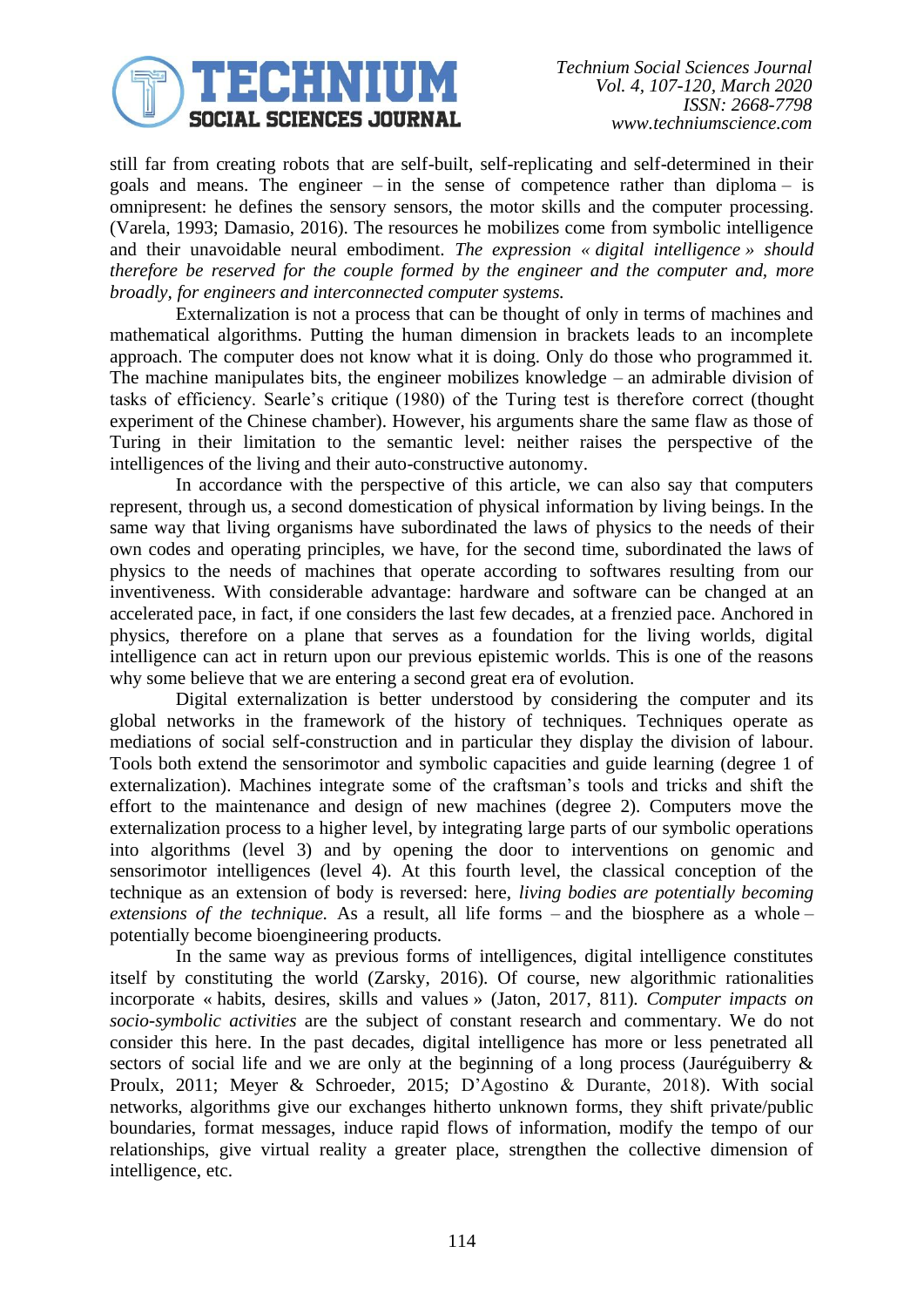still far from creating robots that are self-built, self-replicating and self-determined in their goals and means. The engineer – in the sense of competence rather than diploma – is omnipresent: he defines the sensory sensors, the motor skills and the computer processing. (Varela, 1993; Damasio, 2016). The resources he mobilizes come from symbolic intelligence and their unavoidable neural embodiment. *The expression « digital intelligence » should therefore be reserved for the couple formed by the engineer and the computer and, more broadly, for engineers and interconnected computer systems.*

Externalization is not a process that can be thought of only in terms of machines and mathematical algorithms. Putting the human dimension in brackets leads to an incomplete approach. The computer does not know what it is doing. Only do those who programmed it. The machine manipulates bits, the engineer mobilizes knowledge – an admirable division of tasks of efficiency. Searle's critique (1980) of the Turing test is therefore correct (thought experiment of the Chinese chamber). However, his arguments share the same flaw as those of Turing in their limitation to the semantic level: neither raises the perspective of the intelligences of the living and their auto-constructive autonomy.

In accordance with the perspective of this article, we can also say that computers represent, through us, a second domestication of physical information by living beings. In the same way that living organisms have subordinated the laws of physics to the needs of their own codes and operating principles, we have, for the second time, subordinated the laws of physics to the needs of machines that operate according to softwares resulting from our inventiveness. With considerable advantage: hardware and software can be changed at an accelerated pace, in fact, if one considers the last few decades, at a frenzied pace. Anchored in physics, therefore on a plane that serves as a foundation for the living worlds, digital intelligence can act in return upon our previous epistemic worlds. This is one of the reasons why some believe that we are entering a second great era of evolution.

Digital externalization is better understood by considering the computer and its global networks in the framework of the history of techniques. Techniques operate as mediations of social self-construction and in particular they display the division of labour. Tools both extend the sensorimotor and symbolic capacities and guide learning (degree 1 of externalization). Machines integrate some of the craftsman's tools and tricks and shift the effort to the maintenance and design of new machines (degree 2). Computers move the externalization process to a higher level, by integrating large parts of our symbolic operations into algorithms (level 3) and by opening the door to interventions on genomic and sensorimotor intelligences (level 4). At this fourth level, the classical conception of the technique as an extension of body is reversed: here, *living bodies are potentially becoming extensions of the technique.* As a result, all life forms – and the biosphere as a whole – potentially become bioengineering products.

In the same way as previous forms of intelligences, digital intelligence constitutes itself by constituting the world (Zarsky, 2016). Of course, new algorithmic rationalities incorporate « habits, desires, skills and values » (Jaton, 2017, 811). *Computer impacts on socio-symbolic activities* are the subject of constant research and commentary. We do not consider this here. In the past decades, digital intelligence has more or less penetrated all sectors of social life and we are only at the beginning of a long process (Jauréguiberry & Proulx, 2011; Meyer & Schroeder, 2015; D'Agostino & Durante, 2018). With social networks, algorithms give our exchanges hitherto unknown forms, they shift private/public boundaries, format messages, induce rapid flows of information, modify the tempo of our relationships, give virtual reality a greater place, strengthen the collective dimension of intelligence, etc.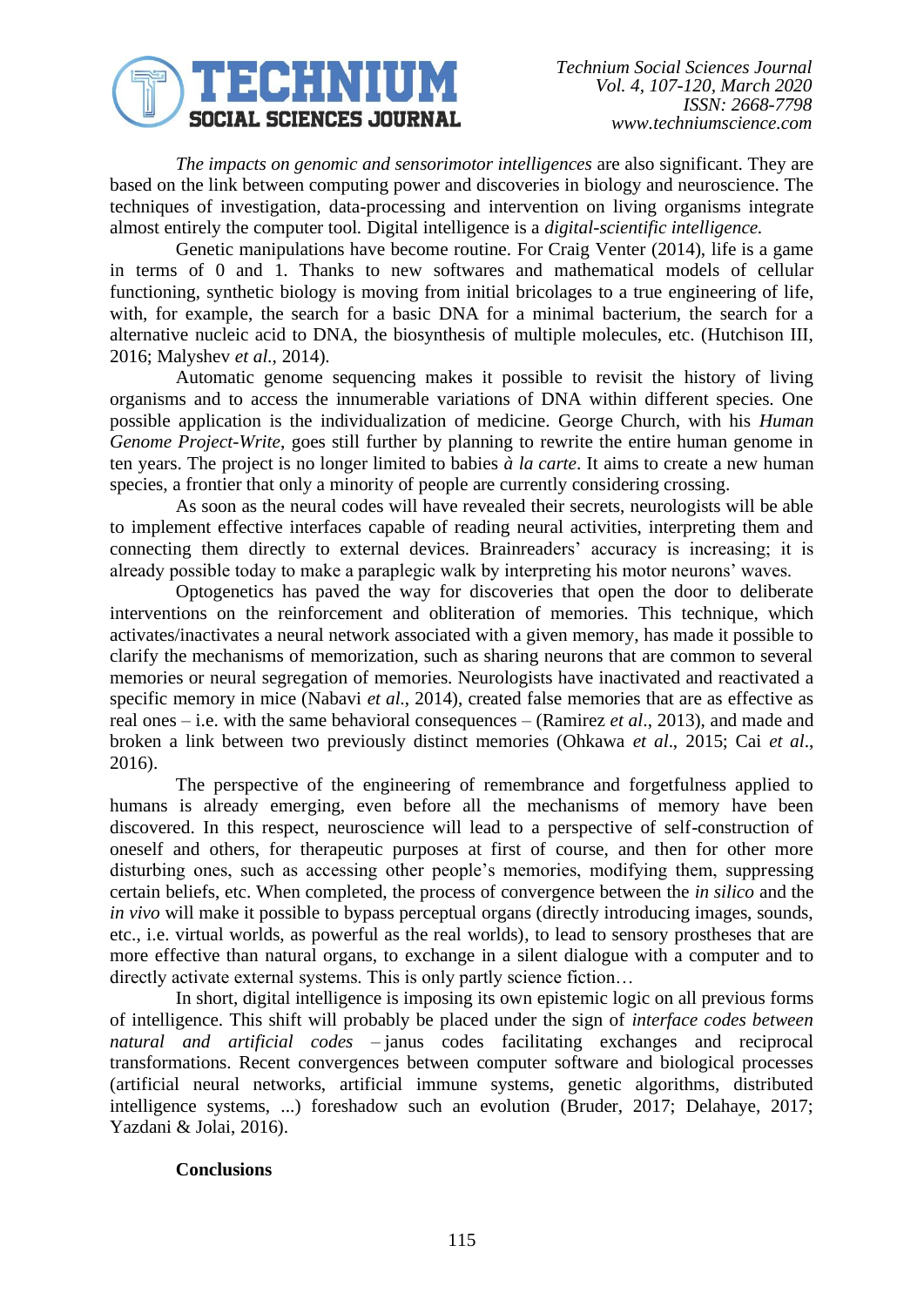*The impacts on genomic and sensorimotor intelligences* are also significant. They are based on the link between computing power and discoveries in biology and neuroscience. The techniques of investigation, data-processing and intervention on living organisms integrate almost entirely the computer tool. Digital intelligence is a *digital-scientific intelligence.*

Genetic manipulations have become routine. For Craig Venter (2014), life is a game in terms of 0 and 1. Thanks to new softwares and mathematical models of cellular functioning, synthetic biology is moving from initial bricolages to a true engineering of life, with, for example, the search for a basic DNA for a minimal bacterium, the search for a alternative nucleic acid to DNA, the biosynthesis of multiple molecules, etc. (Hutchison III, 2016; Malyshev *et al*., 2014).

Automatic genome sequencing makes it possible to revisit the history of living organisms and to access the innumerable variations of DNA within different species. One possible application is the individualization of medicine. George Church, with his *Human Genome Project-Write*, goes still further by planning to rewrite the entire human genome in ten years. The project is no longer limited to babies *à la carte*. It aims to create a new human species, a frontier that only a minority of people are currently considering crossing.

As soon as the neural codes will have revealed their secrets, neurologists will be able to implement effective interfaces capable of reading neural activities, interpreting them and connecting them directly to external devices. Brainreaders' accuracy is increasing; it is already possible today to make a paraplegic walk by interpreting his motor neurons' waves.

Optogenetics has paved the way for discoveries that open the door to deliberate interventions on the reinforcement and obliteration of memories. This technique, which activates/inactivates a neural network associated with a given memory, has made it possible to clarify the mechanisms of memorization, such as sharing neurons that are common to several memories or neural segregation of memories. Neurologists have inactivated and reactivated a specific memory in mice (Nabavi *et al.*, 2014), created false memories that are as effective as real ones – i.e. with the same behavioral consequences – (Ramirez *et al*., 2013), and made and broken a link between two previously distinct memories (Ohkawa *et al*., 2015; Cai *et al*., 2016).

The perspective of the engineering of remembrance and forgetfulness applied to humans is already emerging, even before all the mechanisms of memory have been discovered. In this respect, neuroscience will lead to a perspective of self-construction of oneself and others, for therapeutic purposes at first of course, and then for other more disturbing ones, such as accessing other people's memories, modifying them, suppressing certain beliefs, etc. When completed, the process of convergence between the *in silico* and the *in vivo* will make it possible to bypass perceptual organs (directly introducing images, sounds, etc., i.e. virtual worlds, as powerful as the real worlds), to lead to sensory prostheses that are more effective than natural organs, to exchange in a silent dialogue with a computer and to directly activate external systems. This is only partly science fiction…

In short, digital intelligence is imposing its own epistemic logic on all previous forms of intelligence. This shift will probably be placed under the sign of *interface codes between natural and artificial codes* – janus codes facilitating exchanges and reciprocal transformations. Recent convergences between computer software and biological processes (artificial neural networks, artificial immune systems, genetic algorithms, distributed intelligence systems, ...) foreshadow such an evolution (Bruder, 2017; Delahaye, 2017; Yazdani & Jolai, 2016).

**Conclusions**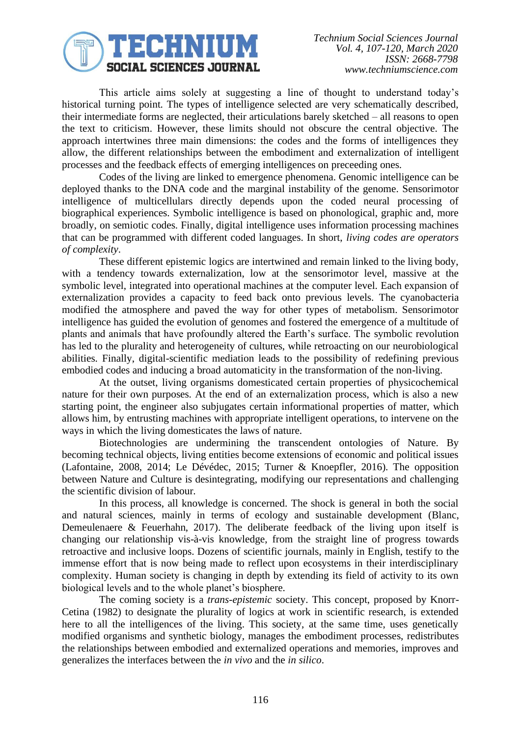This article aims solely at suggesting a line of thought to understand today's historical turning point. The types of intelligence selected are very schematically described, their intermediate forms are neglected, their articulations barely sketched – all reasons to open the text to criticism. However, these limits should not obscure the central objective. The approach intertwines three main dimensions: the codes and the forms of intelligences they allow, the different relationships between the embodiment and externalization of intelligent processes and the feedback effects of emerging intelligences on preceeding ones.

Codes of the living are linked to emergence phenomena. Genomic intelligence can be deployed thanks to the DNA code and the marginal instability of the genome. Sensorimotor intelligence of multicellulars directly depends upon the coded neural processing of biographical experiences. Symbolic intelligence is based on phonological, graphic and, more broadly, on semiotic codes. Finally, digital intelligence uses information processing machines that can be programmed with different coded languages. In short, *living codes are operators of complexity*.

These different epistemic logics are intertwined and remain linked to the living body, with a tendency towards externalization, low at the sensorimotor level, massive at the symbolic level, integrated into operational machines at the computer level. Each expansion of externalization provides a capacity to feed back onto previous levels. The cyanobacteria modified the atmosphere and paved the way for other types of metabolism. Sensorimotor intelligence has guided the evolution of genomes and fostered the emergence of a multitude of plants and animals that have profoundly altered the Earth's surface. The symbolic revolution has led to the plurality and heterogeneity of cultures, while retroacting on our neurobiological abilities. Finally, digital-scientific mediation leads to the possibility of redefining previous embodied codes and inducing a broad automaticity in the transformation of the non-living.

At the outset, living organisms domesticated certain properties of physicochemical nature for their own purposes. At the end of an externalization process, which is also a new starting point, the engineer also subjugates certain informational properties of matter, which allows him, by entrusting machines with appropriate intelligent operations, to intervene on the ways in which the living domesticates the laws of nature.

Biotechnologies are undermining the transcendent ontologies of Nature. By becoming technical objects, living entities become extensions of economic and political issues (Lafontaine, 2008, 2014; Le Dévédec, 2015; Turner & Knoepfler, 2016). The opposition between Nature and Culture is desintegrating, modifying our representations and challenging the scientific division of labour.

In this process, all knowledge is concerned. The shock is general in both the social and natural sciences, mainly in terms of ecology and sustainable development (Blanc, Demeulenaere & Feuerhahn, 2017). The deliberate feedback of the living upon itself is changing our relationship vis-à-vis knowledge, from the straight line of progress towards retroactive and inclusive loops. Dozens of scientific journals, mainly in English, testify to the immense effort that is now being made to reflect upon ecosystems in their interdisciplinary complexity. Human society is changing in depth by extending its field of activity to its own biological levels and to the whole planet's biosphere.

The coming society is a *trans-epistemic* society. This concept, proposed by Knorr-Cetina (1982) to designate the plurality of logics at work in scientific research, is extended here to all the intelligences of the living. This society, at the same time, uses genetically modified organisms and synthetic biology, manages the embodiment processes, redistributes the relationships between embodied and externalized operations and memories, improves and generalizes the interfaces between the *in vivo* and the *in silico*.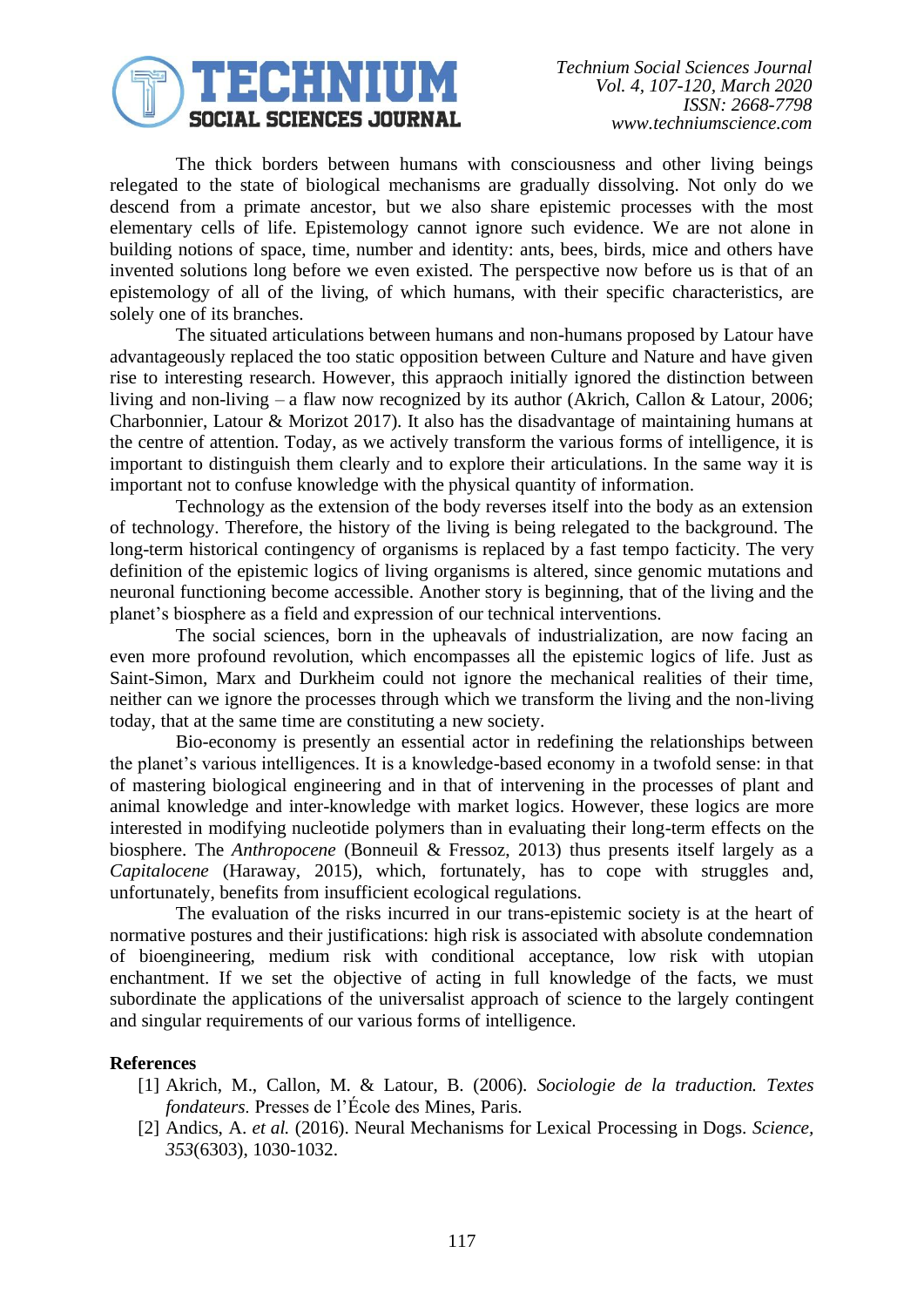The thick borders between humans with consciousness and other living beings relegated to the state of biological mechanisms are gradually dissolving. Not only do we descend from a primate ancestor, but we also share epistemic processes with the most elementary cells of life. Epistemology cannot ignore such evidence. We are not alone in building notions of space, time, number and identity: ants, bees, birds, mice and others have invented solutions long before we even existed. The perspective now before us is that of an epistemology of all of the living, of which humans, with their specific characteristics, are solely one of its branches.

The situated articulations between humans and non-humans proposed by Latour have advantageously replaced the too static opposition between Culture and Nature and have given rise to interesting research. However, this appraoch initially ignored the distinction between living and non-living – a flaw now recognized by its author (Akrich, Callon & Latour, 2006; Charbonnier, Latour & Morizot 2017). It also has the disadvantage of maintaining humans at the centre of attention. Today, as we actively transform the various forms of intelligence, it is important to distinguish them clearly and to explore their articulations. In the same way it is important not to confuse knowledge with the physical quantity of information.

Technology as the extension of the body reverses itself into the body as an extension of technology. Therefore, the history of the living is being relegated to the background. The long-term historical contingency of organisms is replaced by a fast tempo facticity. The very definition of the epistemic logics of living organisms is altered, since genomic mutations and neuronal functioning become accessible. Another story is beginning, that of the living and the planet's biosphere as a field and expression of our technical interventions.

The social sciences, born in the upheavals of industrialization, are now facing an even more profound revolution, which encompasses all the epistemic logics of life. Just as Saint-Simon, Marx and Durkheim could not ignore the mechanical realities of their time, neither can we ignore the processes through which we transform the living and the non-living today, that at the same time are constituting a new society.

Bio-economy is presently an essential actor in redefining the relationships between the planet's various intelligences. It is a knowledge-based economy in a twofold sense: in that of mastering biological engineering and in that of intervening in the processes of plant and animal knowledge and inter-knowledge with market logics. However, these logics are more interested in modifying nucleotide polymers than in evaluating their long-term effects on the biosphere. The *Anthropocene* (Bonneuil & Fressoz, 2013) thus presents itself largely as a *Capitalocene* (Haraway, 2015), which, fortunately, has to cope with struggles and, unfortunately, benefits from insufficient ecological regulations.

The evaluation of the risks incurred in our trans-epistemic society is at the heart of normative postures and their justifications: high risk is associated with absolute condemnation of bioengineering, medium risk with conditional acceptance, low risk with utopian enchantment. If we set the objective of acting in full knowledge of the facts, we must subordinate the applications of the universalist approach of science to the largely contingent and singular requirements of our various forms of intelligence.

**References**

[1] Akrich, M., Callon, M. & Latour, B. (2006). *Sociologie de la traduction. Textes fondateurs*. Presses de l'École des Mines, Paris.

[2] Andics, A. *et al.* (2016). Neural Mechanisms for Lexical Processing in Dogs. *Science*, *353*(6303), 1030-1032.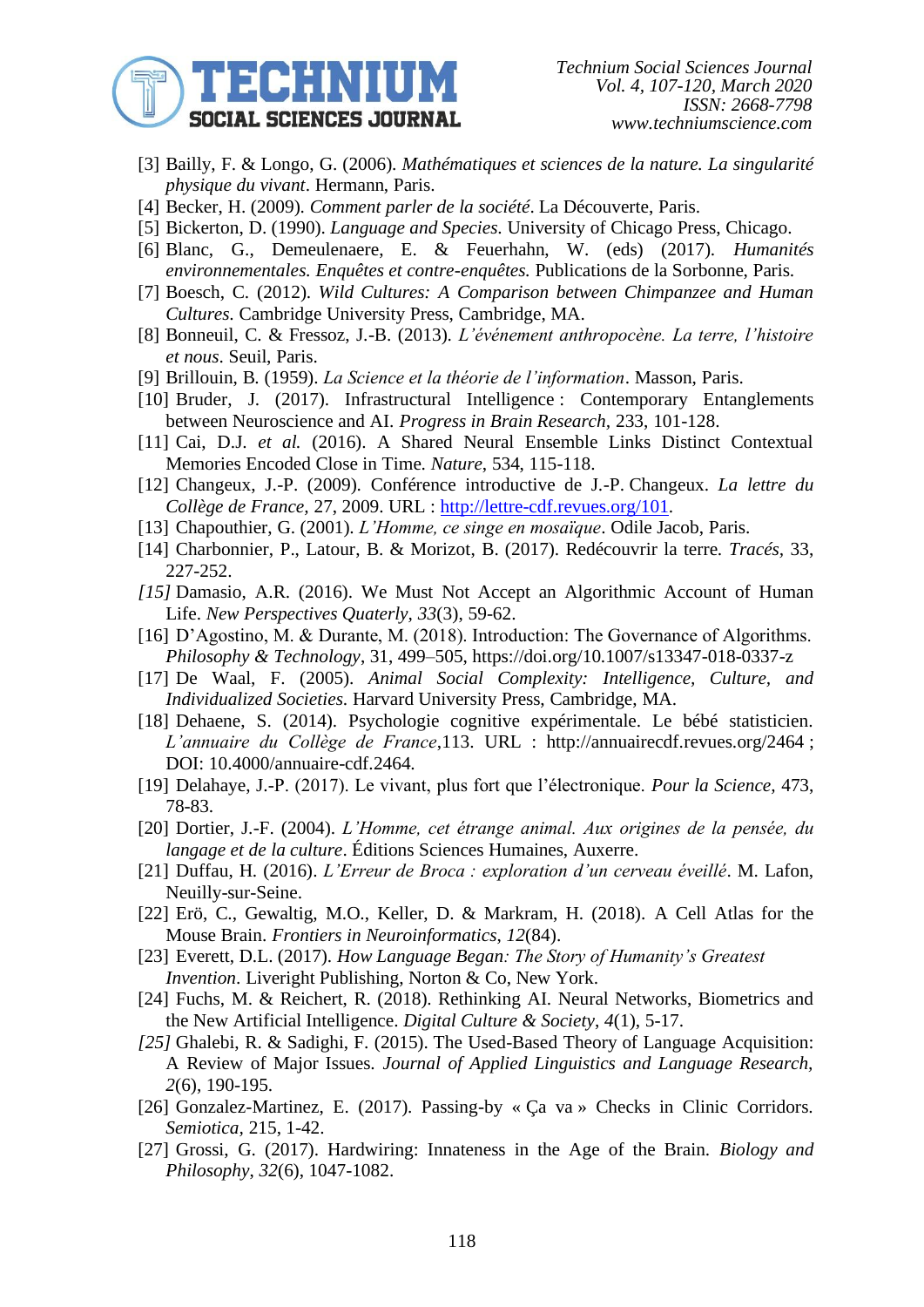[3] Bailly, F. & Longo, G. (2006). *Mathématiques et sciences de la nature. La singularité physique du vivant*. Hermann, Paris.

[4] Becker, H. (2009). *Comment parler de la société*. La Découverte, Paris.

[5] Bickerton, D. (1990). *Language and Species*. University of Chicago Press, Chicago.

[6] Blanc, G., Demeulenaere, E. & Feuerhahn, W. (eds) (2017). *Humanités environnementales. Enquêtes et contre-enquêtes.* Publications de la Sorbonne, Paris.

[7] Boesch, C. (2012). *Wild Cultures: A Comparison between Chimpanzee and Human Cultures*. Cambridge University Press, Cambridge, MA.

[8] Bonneuil, C. & Fressoz, J.-B. (2013). *L'événement anthropocène. La terre, l'histoire et nous*. Seuil, Paris.

[9] Brillouin, B. (1959). *La Science et la théorie de l'information*. Masson, Paris.

[10] Bruder, J. (2017). Infrastructural Intelligence : Contemporary Entanglements between Neuroscience and AI. *Progress in Brain Research*, 233, 101-128.

[11] Cai, D.J. *et al.* (2016). A Shared Neural Ensemble Links Distinct Contextual Memories Encoded Close in Time. *Nature*, 534, 115-118.

[12] Changeux, J.-P. (2009). Conférence introductive de J.-P. Changeux. *La lettre du Collège de France*, 27, 2009. URL : http://lettre-cdf.revues.org/101.

[13] Chapouthier, G. (2001). *L'Homme, ce singe en mosaïque*. Odile Jacob, Paris.

[14] Charbonnier, P., Latour, B. & Morizot, B. (2017). Redécouvrir la terre. *Tracés*, 33, 227-252.

*[15]* Damasio, A.R. (2016). We Must Not Accept an Algorithmic Account of Human Life. *New Perspectives Quaterly*, *33*(3), 59-62.

[16] D'Agostino, M. & Durante, M. (2018). Introduction: The Governance of Algorithms. *Philosophy & Technology*, 31, 499–505, https://doi.org/10.1007/s13347-018-0337-z

[17] De Waal, F. (2005). *Animal Social Complexity: Intelligence, Culture, and Individualized Societies.* Harvard University Press, Cambridge, MA.

[18] Dehaene, S. (2014). Psychologie cognitive expérimentale. Le bébé statisticien. *L'annuaire du Collège de France*,113. URL : http://annuairecdf.revues.org/2464 ; DOI: 10.4000/annuaire-cdf.2464.

[19] Delahaye, J.-P. (2017). Le vivant, plus fort que l'électronique. *Pour la Science*, 473, 78-83.

[20] Dortier, J.-F. (2004). *L'Homme, cet étrange animal. Aux origines de la pensée, du langage et de la culture*. Éditions Sciences Humaines, Auxerre.

[21] Duffau, H. (2016). *L'Erreur de Broca : exploration d'un cerveau éveillé*. M. Lafon, Neuilly-sur-Seine.

[22] Erö, C., Gewaltig, M.O., Keller, D. & Markram, H. (2018). A Cell Atlas for the Mouse Brain. *Frontiers in Neuroinformatics*, *12*(84).

[23] Everett, D.L. (2017). *How Language Began: The Story of Humanity's Greatest Invention*. Liveright Publishing, Norton & Co, New York.

[24] Fuchs, M. & Reichert, R. (2018). Rethinking AI. Neural Networks, Biometrics and the New Artificial Intelligence. *Digital Culture & Society*, *4*(1), 5-17.

*[25]* Ghalebi, R. & Sadighi, F. (2015). The Used-Based Theory of Language Acquisition: A Review of Major Issues. *Journal of Applied Linguistics and Language Research*, *2*(6), 190-195.

[26] Gonzalez-Martinez, E. (2017). Passing-by « Ça va » Checks in Clinic Corridors. *Semiotica*, 215, 1-42.

[27] Grossi, G. (2017). Hardwiring: Innateness in the Age of the Brain. *Biology and Philosophy*, *32*(6), 1047-1082.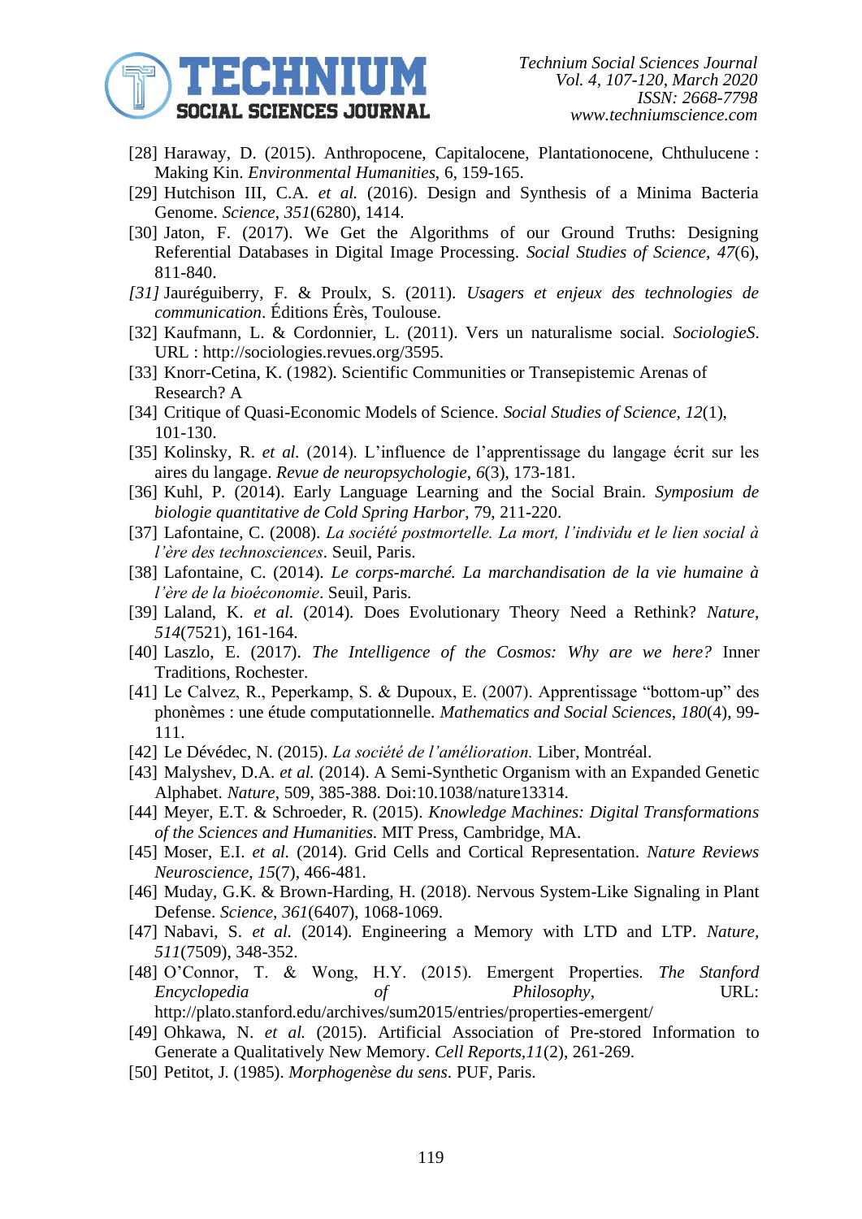[28] Haraway, D. (2015). Anthropocene, Capitalocene, Plantationocene, Chthulucene : Making Kin. *Environmental Humanities*, 6, 159-165.

[29] Hutchison III, C.A. *et al.* (2016). Design and Synthesis of a Minima Bacteria Genome. *Science*, *351*(6280), 1414.

[30] Jaton, F. (2017). We Get the Algorithms of our Ground Truths: Designing Referential Databases in Digital Image Processing. *Social Studies of Science*, *47*(6), 811-840.

*[31]* Jauréguiberry, F. & Proulx, S. (2011). *Usagers et enjeux des technologies de communication*. Éditions Érès, Toulouse.

[32] Kaufmann, L. & Cordonnier, L. (2011). Vers un naturalisme social. *SociologieS*. URL : http://sociologies.revues.org/3595.

[33] Knorr-Cetina, K. (1982). Scientific Communities or Transepistemic Arenas of Research? A

[34] Critique of Quasi-Economic Models of Science. *Social Studies of Science*, *12*(1), 101-130.

[35] Kolinsky, R. *et al.* (2014). L'influence de l'apprentissage du langage écrit sur les aires du langage. *Revue de neuropsychologie*, *6*(3), 173-181.

[36] Kuhl, P. (2014). Early Language Learning and the Social Brain. *Symposium de biologie quantitative de Cold Spring Harbor*, 79, 211-220.

[37] Lafontaine, C. (2008). *La société postmortelle. La mort, l'individu et le lien social à l'ère des technosciences*. Seuil, Paris.

[38] Lafontaine, C. (2014). *Le corps-marché. La marchandisation de la vie humaine à l'ère de la bioéconomie*. Seuil, Paris.

[39] Laland, K. *et al.* (2014). Does Evolutionary Theory Need a Rethink? *Nature*, *514*(7521), 161-164.

[40] Laszlo, E. (2017). *The Intelligence of the Cosmos: Why are we here?* Inner Traditions, Rochester.

[41] Le Calvez, R., Peperkamp, S. & Dupoux, E. (2007). Apprentissage "bottom-up" des phonèmes : une étude computationnelle. *Mathematics and Social Sciences*, *180*(4), 99-111.

[42] Le Dévédec, N. (2015). *La société de l'amélioration.* Liber, Montréal.

[43] Malyshev, D.A. *et al.* (2014). A Semi-Synthetic Organism with an Expanded Genetic Alphabet. *Nature*, 509, 385-388. Doi:10.1038/nature13314.

[44] Meyer, E.T. & Schroeder, R. (2015). *Knowledge Machines: Digital Transformations of the Sciences and Humanities.* MIT Press, Cambridge, MA.

[45] Moser, E.I. *et al.* (2014). Grid Cells and Cortical Representation. *Nature Reviews Neuroscience*, *15*(7), 466-481.

[46] Muday, G.K. & Brown-Harding, H. (2018). Nervous System-Like Signaling in Plant Defense. *Science*, *361*(6407), 1068-1069.

[47] Nabavi, S. *et al.* (2014). Engineering a Memory with LTD and LTP. *Nature*, *511*(7509), 348-352.

[48] O'Connor, T. & Wong, H.Y. (2015). Emergent Properties. *The Stanford Encyclopedia of Philosophy*, URL: http://plato.stanford.edu/archives/sum2015/entries/properties-emergent/

[49] Ohkawa, N. *et al.* (2015). Artificial Association of Pre-stored Information to Generate a Qualitatively New Memory. *Cell Reports,11*(2), 261-269.

[50] Petitot, J. (1985). *Morphogenèse du sens*. PUF, Paris.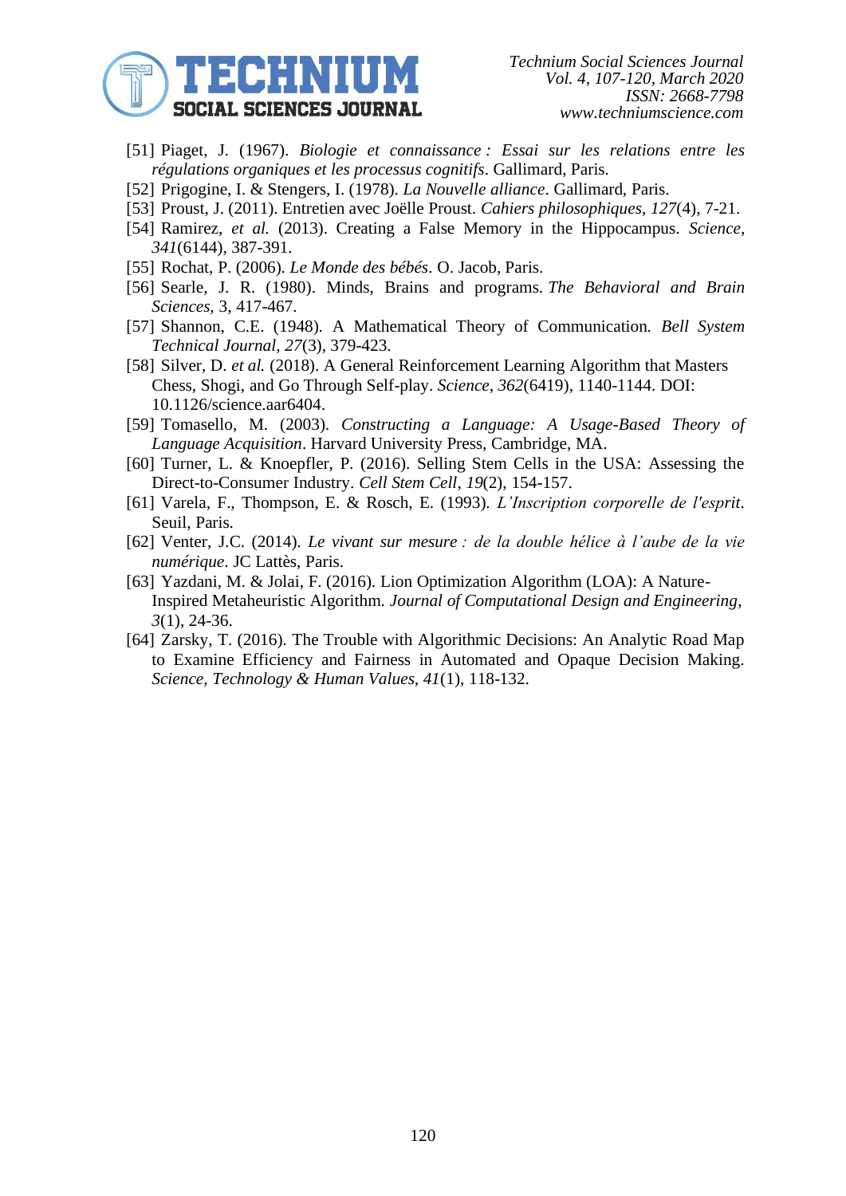[51] Piaget, J. (1967). *Biologie et connaissance : Essai sur les relations entre les régulations organiques et les processus cognitifs*. Gallimard, Paris.

[52] Prigogine, I. & Stengers, I. (1978). *La Nouvelle alliance*. Gallimard, Paris.

[53] Proust, J. (2011). Entretien avec Joëlle Proust. *Cahiers philosophiques*, *127*(4), 7-21.

[54] Ramirez, *et al.* (2013). Creating a False Memory in the Hippocampus. *Science*, *341*(6144), 387-391.

[55] Rochat, P. (2006). *Le Monde des bébés*. O. Jacob, Paris.

[56] Searle, J. R. (1980). Minds, Brains and programs. *The Behavioral and Brain Sciences*, 3, 417-467.

[57] Shannon, C.E. (1948). A Mathematical Theory of Communication. *Bell System Technical Journal*, *27*(3), 379-423.

[58] Silver, D. *et al.* (2018). A General Reinforcement Learning Algorithm that Masters Chess, Shogi, and Go Through Self-play. *Science*, *362*(6419), 1140-1144. DOI: 10.1126/science.aar6404.

[59] Tomasello, M. (2003). *Constructing a Language: A Usage-Based Theory of Language Acquisition*. Harvard University Press, Cambridge, MA.

[60] Turner, L. & Knoepfler, P. (2016). Selling Stem Cells in the USA: Assessing the Direct-to-Consumer Industry. *Cell Stem Cell*, *19*(2), 154-157.

[61] Varela, F., Thompson, E. & Rosch, E. (1993). *L'Inscription corporelle de l'esprit*. Seuil, Paris.

[62] Venter, J.C. (2014). *Le vivant sur mesure : de la double hélice à l'aube de la vie numérique*. JC Lattès, Paris.

[63] Yazdani, M. & Jolai, F. (2016). Lion Optimization Algorithm (LOA): A Nature-Inspired Metaheuristic Algorithm. *Journal of Computational Design and Engineering*, *3*(1), 24-36.

[64] Zarsky, T. (2016). The Trouble with Algorithmic Decisions: An Analytic Road Map to Examine Efficiency and Fairness in Automated and Opaque Decision Making. *Science, Technology & Human Values*, *41*(1), 118-132.